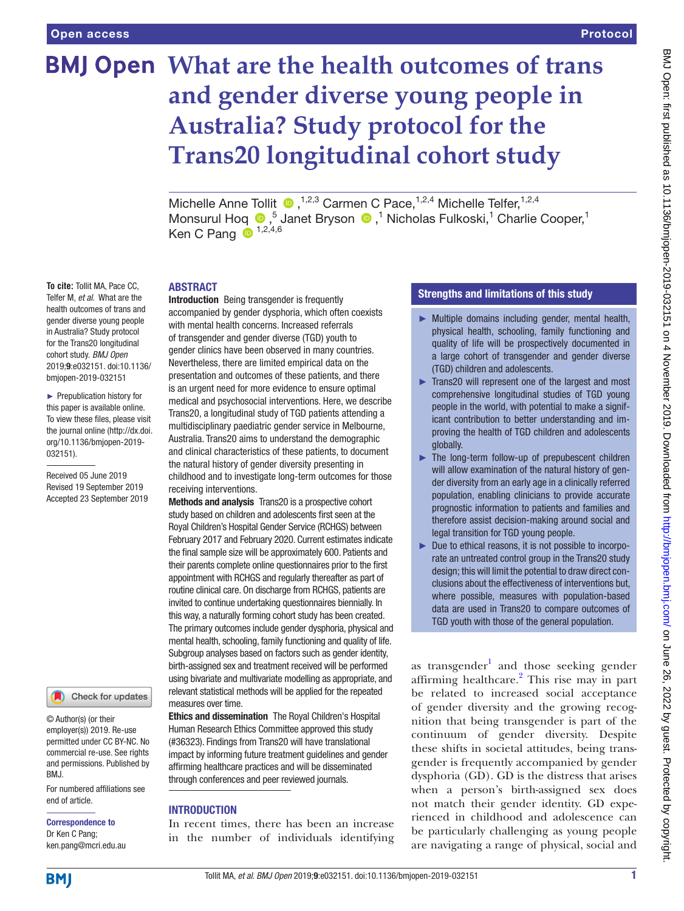# What are the health outcomes of trans and gender diverse young people in Australia? Study protocol for the Trans20 longitudinal cohort study

Michelle Anne Tollit,[1,2,3] Carmen C Pace,[1,2,4] Michelle Telfer,[1,2,4] Monsurul Hoq,[5] Janet Bryson,[1] Nicholas Fulkoski,[1] Charlie Cooper,[1] Ken C Pang[1,2,4,6]

**To cite:** Tollit MA, Pace CC, Telfer M, *et al.* What are the health outcomes of trans and gender diverse young people in Australia? Study protocol for the Trans20 longitudinal cohort study. *BMJ Open* 2019;**9**:e032151. doi:10.1136/bmjopen-2019-032151

► Prepublication history for this paper is available online. To view these files, please visit the journal online (http://dx.doi.org/10.1136/bmjopen-2019-032151).

Received 05 June 2019
Revised 19 September 2019
Accepted 23 September 2019

© Author(s) (or their employer(s)) 2019. Re-use permitted under CC BY-NC. No commercial re-use. See rights and permissions. Published by BMJ.

For numbered affiliations see end of article.

**Correspondence to**
Dr Ken C Pang;
ken.pang@mcri.edu.au

## ABSTRACT

**Introduction** Being transgender is frequently accompanied by gender dysphoria, which often coexists with mental health concerns. Increased referrals of transgender and gender diverse (TGD) youth to gender clinics have been observed in many countries. Nevertheless, there are limited empirical data on the presentation and outcomes of these patients, and there is an urgent need for more evidence to ensure optimal medical and psychosocial interventions. Here, we describe Trans20, a longitudinal study of TGD patients attending a multidisciplinary paediatric gender service in Melbourne, Australia. Trans20 aims to understand the demographic and clinical characteristics of these patients, to document the natural history of gender diversity presenting in childhood and to investigate long-term outcomes for those receiving interventions.

**Methods and analysis** Trans20 is a prospective cohort study based on children and adolescents first seen at the Royal Children's Hospital Gender Service (RCHGS) between February 2017 and February 2020. Current estimates indicate the final sample size will be approximately 600. Patients and their parents complete online questionnaires prior to the first appointment with RCHGS and regularly thereafter as part of routine clinical care. On discharge from RCHGS, patients are invited to continue undertaking questionnaires biennially. In this way, a naturally forming cohort study has been created. The primary outcomes include gender dysphoria, physical and mental health, schooling, family functioning and quality of life. Subgroup analyses based on factors such as gender identity, birth-assigned sex and treatment received will be performed using bivariate and multivariate modelling as appropriate, and relevant statistical methods will be applied for the repeated measures over time.

**Ethics and dissemination** The Royal Children's Hospital Human Research Ethics Committee approved this study (#36323). Findings from Trans20 will have translational impact by informing future treatment guidelines and gender affirming healthcare practices and will be disseminated through conferences and peer reviewed journals.

## Strengths and limitations of this study

- ► Multiple domains including gender, mental health, physical health, schooling, family functioning and quality of life will be prospectively documented in a large cohort of transgender and gender diverse (TGD) children and adolescents.
- ► Trans20 will represent one of the largest and most comprehensive longitudinal studies of TGD young people in the world, with potential to make a significant contribution to better understanding and improving the health of TGD children and adolescents globally.
- ► The long-term follow-up of prepubescent children will allow examination of the natural history of gender diversity from an early age in a clinically referred population, enabling clinicians to provide accurate prognostic information to patients and families and therefore assist decision-making around social and legal transition for TGD young people.
- ► Due to ethical reasons, it is not possible to incorporate an untreated control group in the Trans20 study design; this will limit the potential to draw direct conclusions about the effectiveness of interventions but, where possible, measures with population-based data are used in Trans20 to compare outcomes of TGD youth with those of the general population.

## INTRODUCTION

In recent times, there has been an increase in the number of individuals identifying as transgender[1] and those seeking gender affirming healthcare.[2] This rise may in part be related to increased social acceptance of gender diversity and the growing recognition that being transgender is part of the continuum of gender diversity. Despite these shifts in societal attitudes, being transgender is frequently accompanied by gender dysphoria (GD). GD is the distress that arises when a person's birth-assigned sex does not match their gender identity. GD experienced in childhood and adolescence can be particularly challenging as young people are navigating a range of physical, social and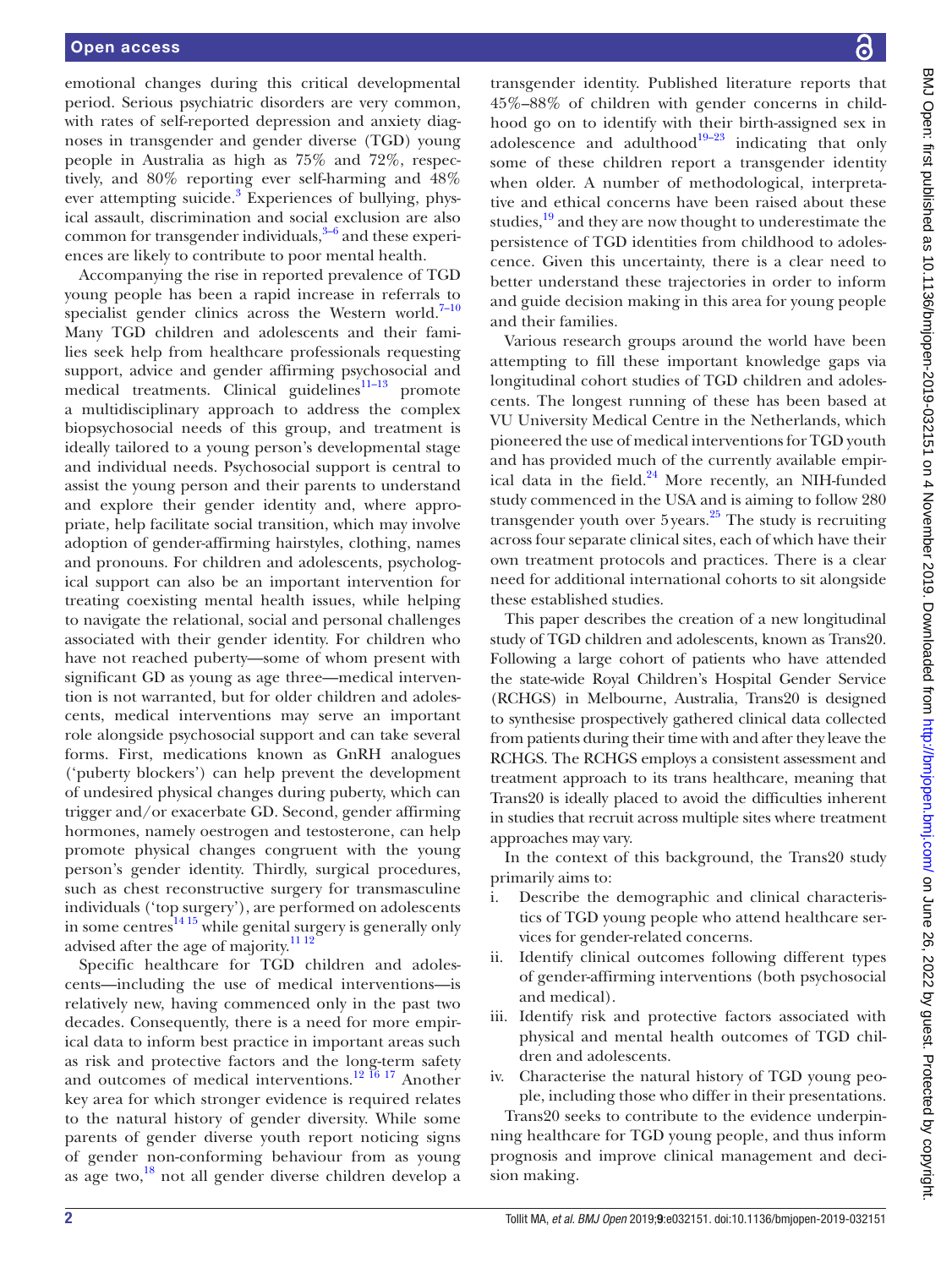emotional changes during this critical developmental period. Serious psychiatric disorders are very common, with rates of self-reported depression and anxiety diagnoses in transgender and gender diverse (TGD) young people in Australia as high as 75% and 72%, respectively, and 80% reporting ever self-harming and 48% ever attempting suicide.[3] Experiences of bullying, physical assault, discrimination and social exclusion are also common for transgender individuals,[3–6] and these experiences are likely to contribute to poor mental health.

Accompanying the rise in reported prevalence of TGD young people has been a rapid increase in referrals to specialist gender clinics across the Western world.[7–10] Many TGD children and adolescents and their families seek help from healthcare professionals requesting support, advice and gender affirming psychosocial and medical treatments. Clinical guidelines[11–13] promote a multidisciplinary approach to address the complex biopsychosocial needs of this group, and treatment is ideally tailored to a young person's developmental stage and individual needs. Psychosocial support is central to assist the young person and their parents to understand and explore their gender identity and, where appropriate, help facilitate social transition, which may involve adoption of gender-affirming hairstyles, clothing, names and pronouns. For children and adolescents, psychological support can also be an important intervention for treating coexisting mental health issues, while helping to navigate the relational, social and personal challenges associated with their gender identity. For children who have not reached puberty—some of whom present with significant GD as young as age three—medical intervention is not warranted, but for older children and adolescents, medical interventions may serve an important role alongside psychosocial support and can take several forms. First, medications known as GnRH analogues ('puberty blockers') can help prevent the development of undesired physical changes during puberty, which can trigger and/or exacerbate GD. Second, gender affirming hormones, namely oestrogen and testosterone, can help promote physical changes congruent with the young person's gender identity. Thirdly, surgical procedures, such as chest reconstructive surgery for transmasculine individuals ('top surgery'), are performed on adolescents in some centres[14 15] while genital surgery is generally only advised after the age of majority.[11 12]

Specific healthcare for TGD children and adolescents—including the use of medical interventions—is relatively new, having commenced only in the past two decades. Consequently, there is a need for more empirical data to inform best practice in important areas such as risk and protective factors and the long-term safety and outcomes of medical interventions.[12 16 17] Another key area for which stronger evidence is required relates to the natural history of gender diversity. While some parents of gender diverse youth report noticing signs of gender non-conforming behaviour from as young as age two,[18] not all gender diverse children develop a transgender identity. Published literature reports that 45%–88% of children with gender concerns in childhood go on to identify with their birth-assigned sex in adolescence and adulthood[19–23] indicating that only some of these children report a transgender identity when older. A number of methodological, interpretative and ethical concerns have been raised about these studies,[19] and they are now thought to underestimate the persistence of TGD identities from childhood to adolescence. Given this uncertainty, there is a clear need to better understand these trajectories in order to inform and guide decision making in this area for young people and their families.

Various research groups around the world have been attempting to fill these important knowledge gaps via longitudinal cohort studies of TGD children and adolescents. The longest running of these has been based at VU University Medical Centre in the Netherlands, which pioneered the use of medical interventions for TGD youth and has provided much of the currently available empirical data in the field.[24] More recently, an NIH-funded study commenced in the USA and is aiming to follow 280 transgender youth over 5 years.[25] The study is recruiting across four separate clinical sites, each of which have their own treatment protocols and practices. There is a clear need for additional international cohorts to sit alongside these established studies.

This paper describes the creation of a new longitudinal study of TGD children and adolescents, known as Trans20. Following a large cohort of patients who have attended the state-wide Royal Children's Hospital Gender Service (RCHGS) in Melbourne, Australia, Trans20 is designed to synthesise prospectively gathered clinical data collected from patients during their time with and after they leave the RCHGS. The RCHGS employs a consistent assessment and treatment approach to its trans healthcare, meaning that Trans20 is ideally placed to avoid the difficulties inherent in studies that recruit across multiple sites where treatment approaches may vary.

In the context of this background, the Trans20 study primarily aims to:

i. Describe the demographic and clinical characteristics of TGD young people who attend healthcare services for gender-related concerns.
ii. Identify clinical outcomes following different types of gender-affirming interventions (both psychosocial and medical).
iii. Identify risk and protective factors associated with physical and mental health outcomes of TGD children and adolescents.
iv. Characterise the natural history of TGD young people, including those who differ in their presentations.

Trans20 seeks to contribute to the evidence underpinning healthcare for TGD young people, and thus inform prognosis and improve clinical management and decision making.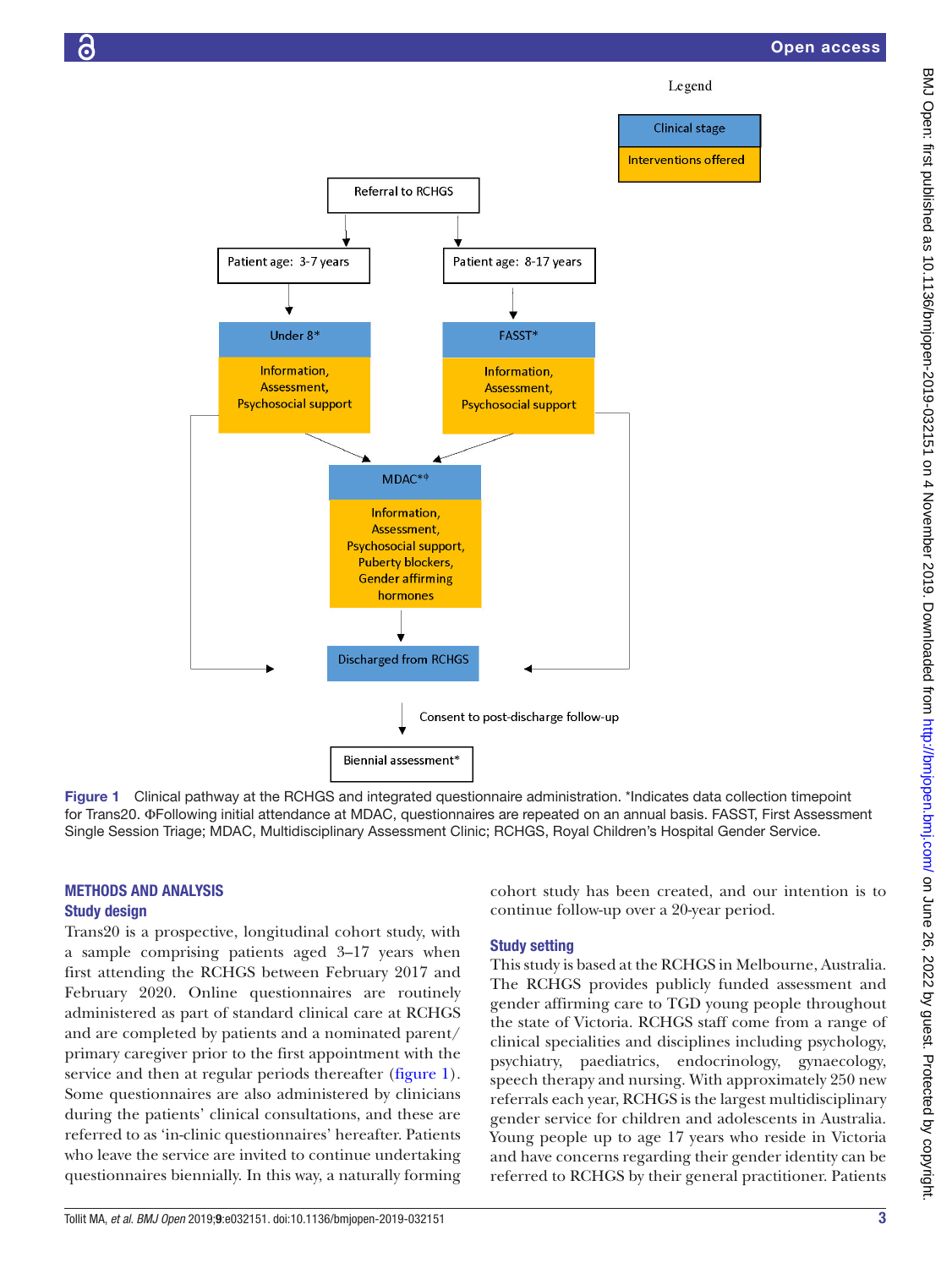Figure 1 Clinical pathway at the RCHGS and integrated questionnaire administration. *Indicates data collection timepoint for Trans20. ΦFollowing initial attendance at MDAC, questionnaires are repeated on an annual basis. FASST, First Assessment Single Session Triage; MDAC, Multidisciplinary Assessment Clinic; RCHGS, Royal Children's Hospital Gender Service.

## METHODS AND ANALYSIS

### Study design

Trans20 is a prospective, longitudinal cohort study, with a sample comprising patients aged 3–17 years when first attending the RCHGS between February 2017 and February 2020. Online questionnaires are routinely administered as part of standard clinical care at RCHGS and are completed by patients and a nominated parent/primary caregiver prior to the first appointment with the service and then at regular periods thereafter (figure 1). Some questionnaires are also administered by clinicians during the patients' clinical consultations, and these are referred to as 'in-clinic questionnaires' hereafter. Patients who leave the service are invited to continue undertaking questionnaires biennially. In this way, a naturally forming cohort study has been created, and our intention is to continue follow-up over a 20-year period.

### Study setting

This study is based at the RCHGS in Melbourne, Australia. The RCHGS provides publicly funded assessment and gender affirming care to TGD young people throughout the state of Victoria. RCHGS staff come from a range of clinical specialities and disciplines including psychology, psychiatry, paediatrics, endocrinology, gynaecology, speech therapy and nursing. With approximately 250 new referrals each year, RCHGS is the largest multidisciplinary gender service for children and adolescents in Australia. Young people up to age 17 years who reside in Victoria and have concerns regarding their gender identity can be referred to RCHGS by their general practitioner. Patients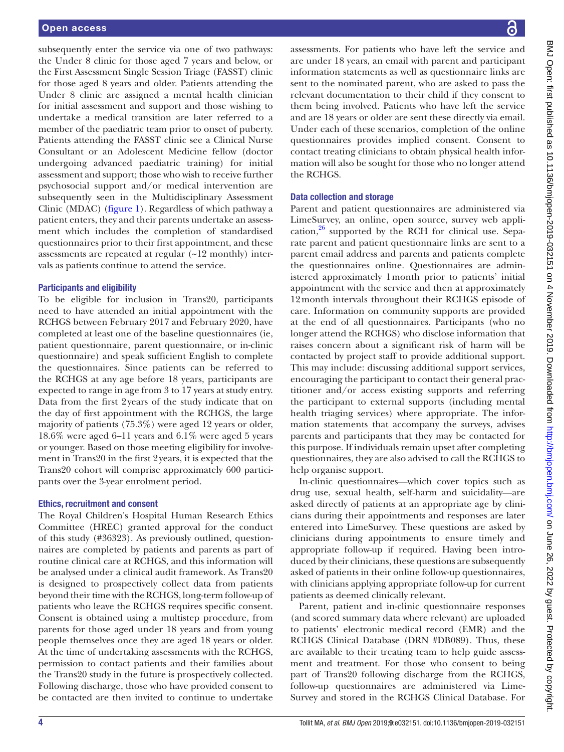subsequently enter the service via one of two pathways: the Under 8 clinic for those aged 7 years and below, or the First Assessment Single Session Triage (FASST) clinic for those aged 8 years and older. Patients attending the Under 8 clinic are assigned a mental health clinician for initial assessment and support and those wishing to undertake a medical transition are later referred to a member of the paediatric team prior to onset of puberty. Patients attending the FASST clinic see a Clinical Nurse Consultant or an Adolescent Medicine fellow (doctor undergoing advanced paediatric training) for initial assessment and support; those who wish to receive further psychosocial support and/or medical intervention are subsequently seen in the Multidisciplinary Assessment Clinic (MDAC) (figure 1). Regardless of which pathway a patient enters, they and their parents undertake an assessment which includes the completion of standardised questionnaires prior to their first appointment, and these assessments are repeated at regular (~12 monthly) intervals as patients continue to attend the service.

### Participants and eligibility

To be eligible for inclusion in Trans20, participants need to have attended an initial appointment with the RCHGS between February 2017 and February 2020, have completed at least one of the baseline questionnaires (ie, patient questionnaire, parent questionnaire, or in-clinic questionnaire) and speak sufficient English to complete the questionnaires. Since patients can be referred to the RCHGS at any age before 18 years, participants are expected to range in age from 3 to 17 years at study entry. Data from the first 2 years of the study indicate that on the day of first appointment with the RCHGS, the large majority of patients (75.3%) were aged 12 years or older, 18.6% were aged 6–11 years and 6.1% were aged 5 years or younger. Based on those meeting eligibility for involvement in Trans20 in the first 2 years, it is expected that the Trans20 cohort will comprise approximately 600 participants over the 3-year enrolment period.

### Ethics, recruitment and consent

The Royal Children's Hospital Human Research Ethics Committee (HREC) granted approval for the conduct of this study (#36323). As previously outlined, questionnaires are completed by patients and parents as part of routine clinical care at RCHGS, and this information will be analysed under a clinical audit framework. As Trans20 is designed to prospectively collect data from patients beyond their time with the RCHGS, long-term follow-up of patients who leave the RCHGS requires specific consent. Consent is obtained using a multistep procedure, from parents for those aged under 18 years and from young people themselves once they are aged 18 years or older. At the time of undertaking assessments with the RCHGS, permission to contact patients and their families about the Trans20 study in the future is prospectively collected. Following discharge, those who have provided consent to be contacted are then invited to continue to undertake assessments. For patients who have left the service and are under 18 years, an email with parent and participant information statements as well as questionnaire links are sent to the nominated parent, who are asked to pass the relevant documentation to their child if they consent to them being involved. Patients who have left the service and are 18 years or older are sent these directly via email. Under each of these scenarios, completion of the online questionnaires provides implied consent. Consent to contact treating clinicians to obtain physical health information will also be sought for those who no longer attend the RCHGS.

### Data collection and storage

Parent and patient questionnaires are administered via LimeSurvey, an online, open source, survey web application,[26] supported by the RCH for clinical use. Separate parent and patient questionnaire links are sent to a parent email address and parents and patients complete the questionnaires online. Questionnaires are administered approximately 1 month prior to patients' initial appointment with the service and then at approximately 12 month intervals throughout their RCHGS episode of care. Information on community supports are provided at the end of all questionnaires. Participants (who no longer attend the RCHGS) who disclose information that raises concern about a significant risk of harm will be contacted by project staff to provide additional support. This may include: discussing additional support services, encouraging the participant to contact their general practitioner and/or access existing supports and referring the participant to external supports (including mental health triaging services) where appropriate. The information statements that accompany the surveys, advises parents and participants that they may be contacted for this purpose. If individuals remain upset after completing questionnaires, they are also advised to call the RCHGS to help organise support.

In-clinic questionnaires—which cover topics such as drug use, sexual health, self-harm and suicidality—are asked directly of patients at an appropriate age by clinicians during their appointments and responses are later entered into LimeSurvey. These questions are asked by clinicians during appointments to ensure timely and appropriate follow-up if required. Having been introduced by their clinicians, these questions are subsequently asked of patients in their online follow-up questionnaires, with clinicians applying appropriate follow-up for current patients as deemed clinically relevant.

Parent, patient and in-clinic questionnaire responses (and scored summary data where relevant) are uploaded to patients' electronic medical record (EMR) and the RCHGS Clinical Database (DRN #DB089). Thus, these are available to their treating team to help guide assessment and treatment. For those who consent to being part of Trans20 following discharge from the RCHGS, follow-up questionnaires are administered via LimeSurvey and stored in the RCHGS Clinical Database. For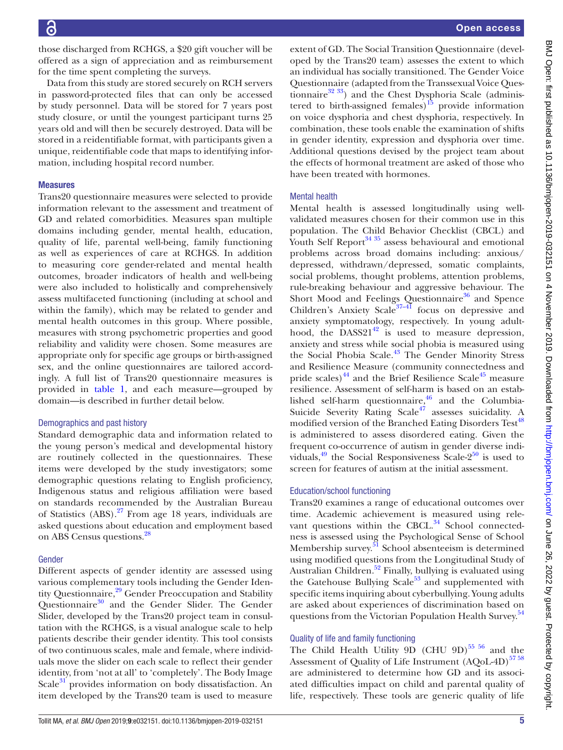those discharged from RCHGS, a $20 gift voucher will be offered as a sign of appreciation and as reimbursement for the time spent completing the surveys.

Data from this study are stored securely on RCH servers in password-protected files that can only be accessed by study personnel. Data will be stored for 7 years post study closure, or until the youngest participant turns 25 years old and will then be securely destroyed. Data will be stored in a reidentifiable format, with participants given a unique, reidentifiable code that maps to identifying information, including hospital record number.

## Measures

Trans20 questionnaire measures were selected to provide information relevant to the assessment and treatment of GD and related comorbidities. Measures span multiple domains including gender, mental health, education, quality of life, parental well-being, family functioning as well as experiences of care at RCHGS. In addition to measuring core gender-related and mental health outcomes, broader indicators of health and well-being were also included to holistically and comprehensively assess multifaceted functioning (including at school and within the family), which may be related to gender and mental health outcomes in this group. Where possible, measures with strong psychometric properties and good reliability and validity were chosen. Some measures are appropriate only for specific age groups or birth-assigned sex, and the online questionnaires are tailored accordingly. A full list of Trans20 questionnaire measures is provided in table 1, and each measure—grouped by domain—is described in further detail below.

### Demographics and past history

Standard demographic data and information related to the young person's medical and developmental history are routinely collected in the questionnaires. These items were developed by the study investigators; some demographic questions relating to English proficiency, Indigenous status and religious affiliation were based on standards recommended by the Australian Bureau of Statistics (ABS).[27] From age 18 years, individuals are asked questions about education and employment based on ABS Census questions.[28]

### Gender

Different aspects of gender identity are assessed using various complementary tools including the Gender Identity Questionnaire,[29] Gender Preoccupation and Stability Questionnaire[30] and the Gender Slider. The Gender Slider, developed by the Trans20 project team in consultation with the RCHGS, is a visual analogue scale to help patients describe their gender identity. This tool consists of two continuous scales, male and female, where individuals move the slider on each scale to reflect their gender identity, from 'not at all' to 'completely'. The Body Image Scale[31] provides information on body dissatisfaction. An item developed by the Trans20 team is used to measure extent of GD. The Social Transition Questionnaire (developed by the Trans20 team) assesses the extent to which an individual has socially transitioned. The Gender Voice Questionnaire (adapted from the Transsexual Voice Questionnaire[32,33]) and the Chest Dysphoria Scale (administered to birth-assigned females)[15] provide information on voice dysphoria and chest dysphoria, respectively. In combination, these tools enable the examination of shifts in gender identity, expression and dysphoria over time. Additional questions devised by the project team about the effects of hormonal treatment are asked of those who have been treated with hormones.

### Mental health

Mental health is assessed longitudinally using well-validated measures chosen for their common use in this population. The Child Behavior Checklist (CBCL) and Youth Self Report[34,35] assess behavioural and emotional problems across broad domains including: anxious/depressed, withdrawn/depressed, somatic complaints, social problems, thought problems, attention problems, rule-breaking behaviour and aggressive behaviour. The Short Mood and Feelings Questionnaire[36] and Spence Children's Anxiety Scale[37–41] focus on depressive and anxiety symptomatology, respectively. In young adulthood, the DASS21[42] is used to measure depression, anxiety and stress while social phobia is measured using the Social Phobia Scale.[43] The Gender Minority Stress and Resilience Measure (community connectedness and pride scales)[44] and the Brief Resilience Scale[45] measure resilience. Assessment of self-harm is based on an established self-harm questionnaire,[46] and the Columbia-Suicide Severity Rating Scale[47] assesses suicidality. A modified version of the Branched Eating Disorders Test[48] is administered to assess disordered eating. Given the frequent co-occurrence of autism in gender diverse individuals,[49] the Social Responsiveness Scale-2[50] is used to screen for features of autism at the initial assessment.

### Education/school functioning

Trans20 examines a range of educational outcomes over time. Academic achievement is measured using relevant questions within the CBCL.[34] School connectedness is assessed using the Psychological Sense of School Membership survey.[51] School absenteeism is determined using modified questions from the Longitudinal Study of Australian Children.[52] Finally, bullying is evaluated using the Gatehouse Bullying Scale[53] and supplemented with specific items inquiring about cyberbullying. Young adults are asked about experiences of discrimination based on questions from the Victorian Population Health Survey.[54]

### Quality of life and family functioning

The Child Health Utility 9D (CHU 9D)[55,56] and the Assessment of Quality of Life Instrument (AQoL-4D)[57,58] are administered to determine how GD and its associated difficulties impact on child and parental quality of life, respectively. These tools are generic quality of life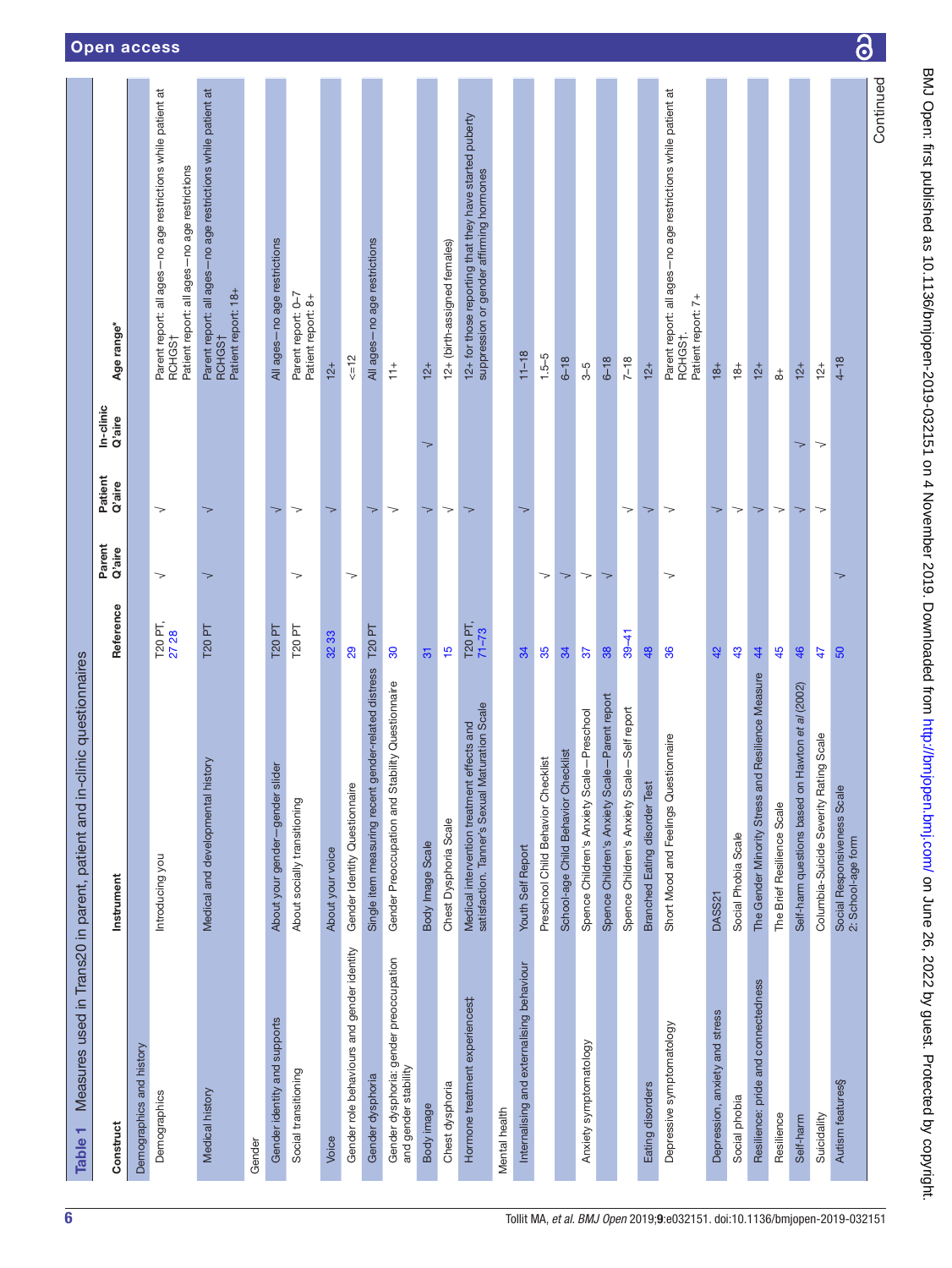**Table 1** Measures used in Trans20 in parent, patient and in-clinic questionnaires

| Construct | Instrument | Reference | Parent Q'aire | Patient Q'aire | In-clinic Q'aire | Age range* |
|---|---|---|---|---|---|---|
| Demographics and history | | | | | | |
| Demographics | Introducing you | T20 PT, 27 28 | √ | √ | | Parent report: all ages—no age restrictions while patient at RCHGS† Patient report: all ages—no age restrictions |
| Medical history | Medical and developmental history | T20 PT | √ | √ | | Parent report: all ages—no age restrictions while patient at RCHGS† Patient report: 18+ |
| Gender | | | | | | |
| Gender identity and supports | About your gender—gender slider | T20 PT | | √ | | All ages—no age restrictions |
| Social transitioning | About socially transitioning | T20 PT | √ | √ | | Parent report: 0–7 Patient report: 8+ |
| Voice | About your voice | 32 33 | | √ | | 12+ |
| Gender role behaviours and gender identity | Gender Identity Questionnaire | 29 | √ | | | <=12 |
| Gender dysphoria | Single item measuring recent gender-related distress | T20 PT | | √ | | All ages—no age restrictions |
| Gender dysphoria: gender preoccupation and gender stability | Gender Preoccupation and Stability Questionnaire | 30 | | √ | | 11+ |
| Body image | Body Image Scale | 31 | | √ | √ | 12+ |
| Chest dysphoria | Chest Dysphoria Scale | 15 | | √ | | 12+ (birth-assigned females) |
| Hormone treatment experiences‡ | Medical intervention treatment effects and satisfaction. Tanner's Sexual Maturation Scale | T20 PT, 71–73 | | √ | | 12+ for those reporting that they have started puberty suppression or gender affirming hormones |
| Mental health | | | | | | |
| Internalising and externalising behaviour | Youth Self Report | 34 | | √ | | 11–18 |
| | Preschool Child Behavior Checklist | 35 | √ | | | 1.5–5 |
| | School-age Child Behavior Checklist | 34 | √ | | | 6–18 |
| Anxiety symptomatology | Spence Children's Anxiety Scale—Preschool | 37 | √ | | | 3–5 |
| | Spence Children's Anxiety Scale—Parent report | 38 | √ | | | 6–18 |
| | Spence Children's Anxiety Scale—Self report | 39–41 | | √ | | 7–18 |
| Eating disorders | Branched Eating disorder Test | 48 | | √ | | 12+ |
| Depressive symptomatology | Short Mood and Feelings Questionnaire | 36 | √ | √ | | Parent report: all ages—no age restrictions while patient at RCHGS†. Patient report: 7+ |
| Depression, anxiety and stress | DASS21 | 42 | | √ | | 18+ |
| Social phobia | Social Phobia Scale | 43 | | √ | | 18+ |
| Resilience: pride and connectedness | The Gender Minority Stress and Resilience Measure | 44 | | √ | | 12+ |
| Resilience | The Brief Resilience Scale | 45 | | √ | | 8+ |
| Self-harm | Self-harm questions based on Hawton *et al* (2002) | 46 | | √ | √ | 12+ |
| Suicidality | Columbia-Suicide Severity Rating Scale | 47 | | √ | √ | 12+ |
| Autism features§ | Social Responsiveness Scale 2: School-age form | 50 | √ | | | 4–18 |

Continued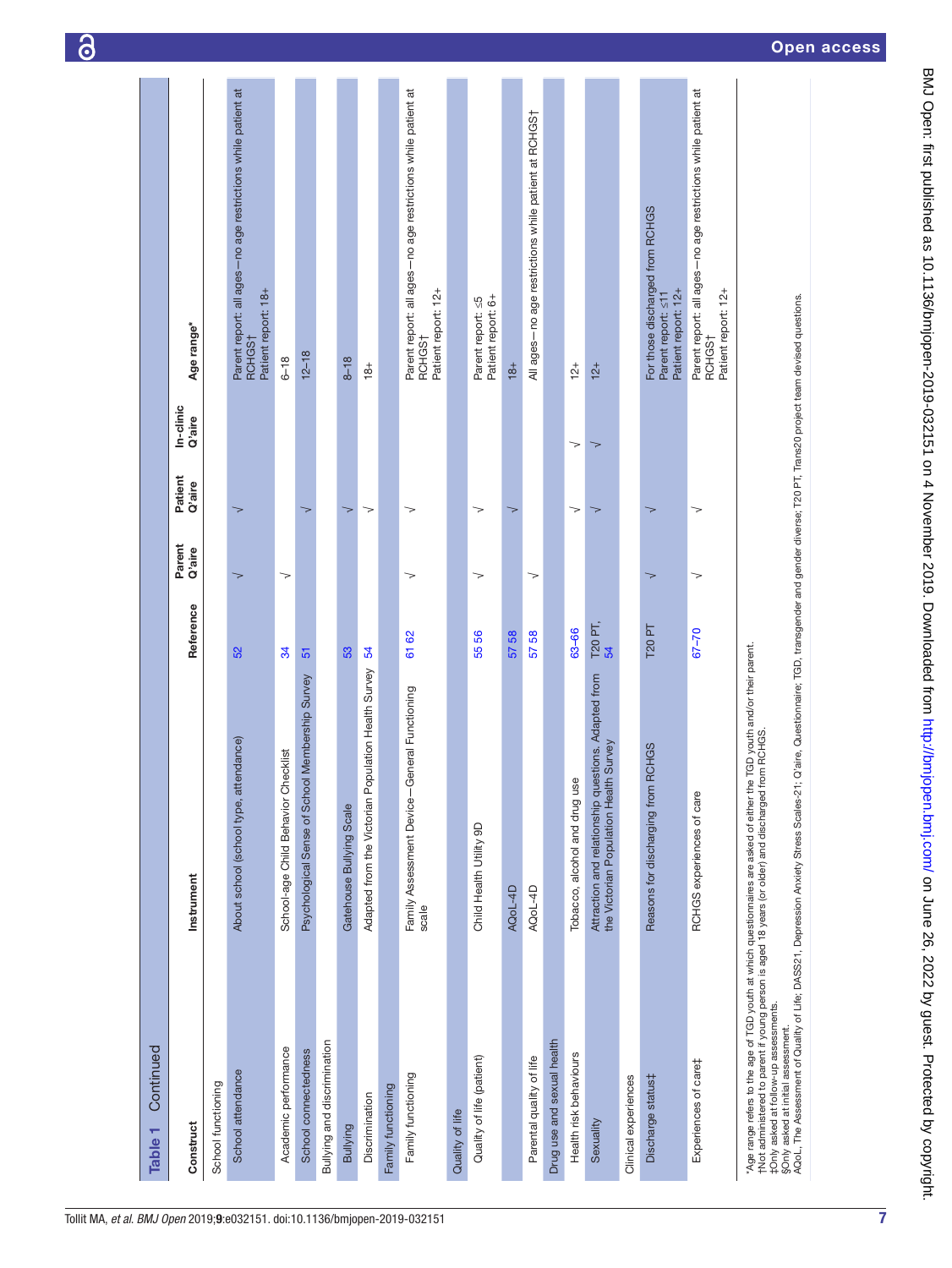**Table 1** Continued

| Construct | Instrument | Reference | Parent Q'aire | Patient Q'aire | In-clinic Q'aire | Age range* |
|---|---|---|---|---|---|---|
| School functioning | | | | | | |
| School attendance | About school (school type, attendance) | 52 | √ | √ | | Parent report: all ages—no age restrictions while patient at RCHGS† Patient report: 18+ |
| Academic performance | School-age Child Behavior Checklist | 34 | √ | | | 6–18 |
| School connectedness | Psychological Sense of School Membership Survey | 51 | | √ | | 12–18 |
| Bullying and discrimination | | | | | | |
| Bullying | Gatehouse Bullying Scale | 53 | | √ | | 8–18 |
| Discrimination | Adapted from the Victorian Population Health Survey | 54 | | √ | | 18+ |
| Family functioning | | | | | | |
| Family functioning | Family Assessment Device—General Functioning scale | 61 62 | √ | √ | | Parent report: all ages—no age restrictions while patient at RCHGS† Patient report: 12+ |
| Quality of life | | | | | | |
| Quality of life (patient) | Child Health Utility 9D | 55 56 | √ | √ | | Parent report: ≤5 Patient report: 6+ |
| | AQoL-4D | 57 58 | | √ | | 18+ |
| Parental quality of life | AQoL-4D | 57 58 | √ | | | All ages—no age restrictions while patient at RCHGS† |
| Drug use and sexual health | | | | | | |
| Health risk behaviours | Tobacco, alcohol and drug use | 63–66 | | √ | √ | 12+ |
| Sexuality | Attraction and relationship questions. Adapted from the Victorian Population Health Survey | T20 PT, 54 | | √ | √ | 12+ |
| Clinical experiences | | | | | | |
| Discharge status‡ | Reasons for discharging from RCHGS | T20 PT | √ | √ | | For those discharged from RCHGS Parent report: ≤11 Patient report: 12+ |
| Experiences of care‡ | RCHGS experiences of care | 67–70 | √ | √ | | Parent report: all ages—no age restrictions while patient at RCHGS† Patient report: 12+ |

*Age range refers to the age of TGD youth at which questionnaires are asked of either the TGD youth and/or their parent.
†Not administered to parent if young person is aged 18 years (or older) and discharged from RCHGS.
‡Only asked at follow-up assessments.
§Only asked at initial assessment.
AQoL, The Assessment of Quality of Life; DASS21, Depression Anxiety Stress Scales-21; Q'aire, Questionnaire; TGD, transgender and gender diverse; T20 PT, Trans20 project team devised questions.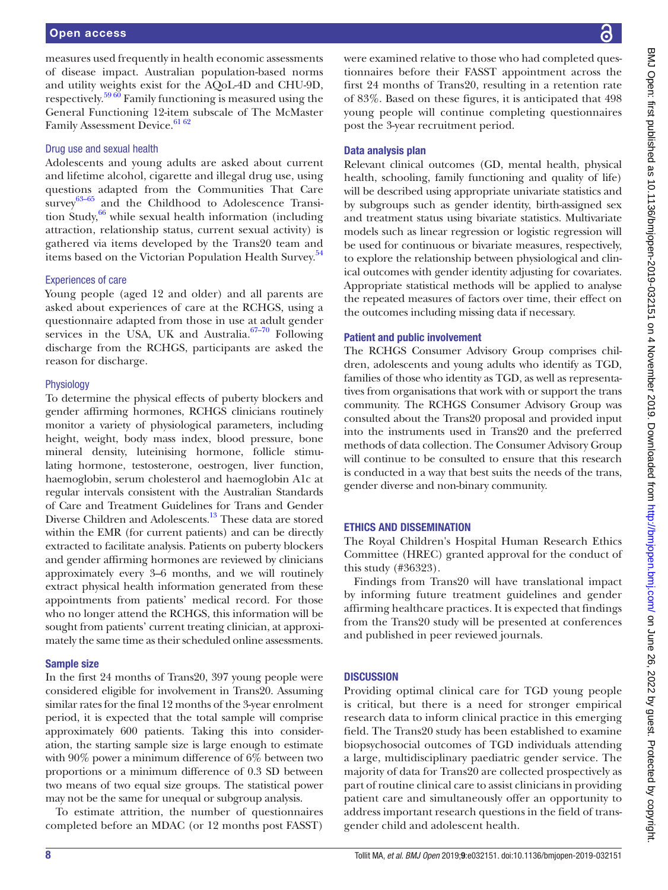measures used frequently in health economic assessments of disease impact. Australian population-based norms and utility weights exist for the AQoL-4D and CHU-9D, respectively.[59,60] Family functioning is measured using the General Functioning 12-item subscale of The McMaster Family Assessment Device.[61,62]

### Drug use and sexual health

Adolescents and young adults are asked about current and lifetime alcohol, cigarette and illegal drug use, using questions adapted from the Communities That Care survey[63–65] and the Childhood to Adolescence Transition Study,[66] while sexual health information (including attraction, relationship status, current sexual activity) is gathered via items developed by the Trans20 team and items based on the Victorian Population Health Survey.[54]

### Experiences of care

Young people (aged 12 and older) and all parents are asked about experiences of care at the RCHGS, using a questionnaire adapted from those in use at adult gender services in the USA, UK and Australia.[67–70] Following discharge from the RCHGS, participants are asked the reason for discharge.

### Physiology

To determine the physical effects of puberty blockers and gender affirming hormones, RCHGS clinicians routinely monitor a variety of physiological parameters, including height, weight, body mass index, blood pressure, bone mineral density, luteinising hormone, follicle stimulating hormone, testosterone, oestrogen, liver function, haemoglobin, serum cholesterol and haemoglobin A1c at regular intervals consistent with the Australian Standards of Care and Treatment Guidelines for Trans and Gender Diverse Children and Adolescents.[13] These data are stored within the EMR (for current patients) and can be directly extracted to facilitate analysis. Patients on puberty blockers and gender affirming hormones are reviewed by clinicians approximately every 3–6 months, and we will routinely extract physical health information generated from these appointments from patients' medical record. For those who no longer attend the RCHGS, this information will be sought from patients' current treating clinician, at approximately the same time as their scheduled online assessments.

## Sample size

In the first 24 months of Trans20, 397 young people were considered eligible for involvement in Trans20. Assuming similar rates for the final 12 months of the 3-year enrolment period, it is expected that the total sample will comprise approximately 600 patients. Taking this into consideration, the starting sample size is large enough to estimate with 90% power a minimum difference of 6% between two proportions or a minimum difference of 0.3 SD between two means of two equal size groups. The statistical power may not be the same for unequal or subgroup analysis.

To estimate attrition, the number of questionnaires completed before an MDAC (or 12 months post FASST) were examined relative to those who had completed questionnaires before their FASST appointment across the first 24 months of Trans20, resulting in a retention rate of 83%. Based on these figures, it is anticipated that 498 young people will continue completing questionnaires post the 3-year recruitment period.

## Data analysis plan

Relevant clinical outcomes (GD, mental health, physical health, schooling, family functioning and quality of life) will be described using appropriate univariate statistics and by subgroups such as gender identity, birth-assigned sex and treatment status using bivariate statistics. Multivariate models such as linear regression or logistic regression will be used for continuous or bivariate measures, respectively, to explore the relationship between physiological and clinical outcomes with gender identity adjusting for covariates. Appropriate statistical methods will be applied to analyse the repeated measures of factors over time, their effect on the outcomes including missing data if necessary.

## Patient and public involvement

The RCHGS Consumer Advisory Group comprises children, adolescents and young adults who identify as TGD, families of those who identity as TGD, as well as representatives from organisations that work with or support the trans community. The RCHGS Consumer Advisory Group was consulted about the Trans20 proposal and provided input into the instruments used in Trans20 and the preferred methods of data collection. The Consumer Advisory Group will continue to be consulted to ensure that this research is conducted in a way that best suits the needs of the trans, gender diverse and non-binary community.

# ETHICS AND DISSEMINATION

The Royal Children's Hospital Human Research Ethics Committee (HREC) granted approval for the conduct of this study (#36323).

Findings from Trans20 will have translational impact by informing future treatment guidelines and gender affirming healthcare practices. It is expected that findings from the Trans20 study will be presented at conferences and published in peer reviewed journals.

# DISCUSSION

Providing optimal clinical care for TGD young people is critical, but there is a need for stronger empirical research data to inform clinical practice in this emerging field. The Trans20 study has been established to examine biopsychosocial outcomes of TGD individuals attending a large, multidisciplinary paediatric gender service. The majority of data for Trans20 are collected prospectively as part of routine clinical care to assist clinicians in providing patient care and simultaneously offer an opportunity to address important research questions in the field of transgender child and adolescent health.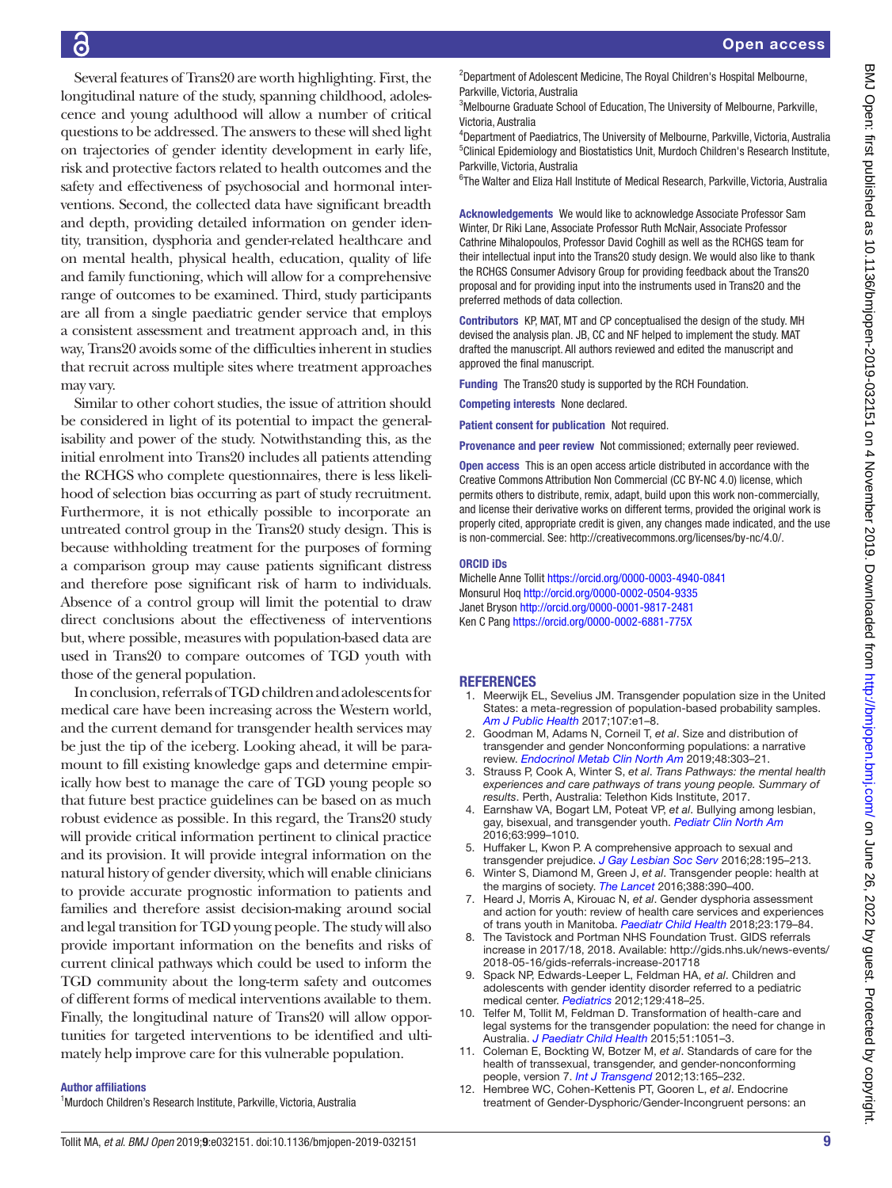Several features of Trans20 are worth highlighting. First, the longitudinal nature of the study, spanning childhood, adolescence and young adulthood will allow a number of critical questions to be addressed. The answers to these will shed light on trajectories of gender identity development in early life, risk and protective factors related to health outcomes and the safety and effectiveness of psychosocial and hormonal interventions. Second, the collected data have significant breadth and depth, providing detailed information on gender identity, transition, dysphoria and gender-related healthcare and on mental health, physical health, education, quality of life and family functioning, which will allow for a comprehensive range of outcomes to be examined. Third, study participants are all from a single paediatric gender service that employs a consistent assessment and treatment approach and, in this way, Trans20 avoids some of the difficulties inherent in studies that recruit across multiple sites where treatment approaches may vary.

Similar to other cohort studies, the issue of attrition should be considered in light of its potential to impact the generalisability and power of the study. Notwithstanding this, as the initial enrolment into Trans20 includes all patients attending the RCHGS who complete questionnaires, there is less likelihood of selection bias occurring as part of study recruitment. Furthermore, it is not ethically possible to incorporate an untreated control group in the Trans20 study design. This is because withholding treatment for the purposes of forming a comparison group may cause patients significant distress and therefore pose significant risk of harm to individuals. Absence of a control group will limit the potential to draw direct conclusions about the effectiveness of interventions but, where possible, measures with population-based data are used in Trans20 to compare outcomes of TGD youth with those of the general population.

In conclusion, referrals of TGD children and adolescents for medical care have been increasing across the Western world, and the current demand for transgender health services may be just the tip of the iceberg. Looking ahead, it will be paramount to fill existing knowledge gaps and determine empirically how best to manage the care of TGD young people so that future best practice guidelines can be based on as much robust evidence as possible. In this regard, the Trans20 study will provide critical information pertinent to clinical practice and its provision. It will provide integral information on the natural history of gender diversity, which will enable clinicians to provide accurate prognostic information to patients and families and therefore assist decision-making around social and legal transition for TGD young people. The study will also provide important information on the benefits and risks of current clinical pathways which could be used to inform the TGD community about the long-term safety and outcomes of different forms of medical interventions available to them. Finally, the longitudinal nature of Trans20 will allow opportunities for targeted interventions to be identified and ultimately help improve care for this vulnerable population.

**Author affiliations**

[1]Murdoch Children's Research Institute, Parkville, Victoria, Australia
[2]Department of Adolescent Medicine, The Royal Children's Hospital Melbourne, Parkville, Victoria, Australia
[3]Melbourne Graduate School of Education, The University of Melbourne, Parkville, Victoria, Australia
[4]Department of Paediatrics, The University of Melbourne, Parkville, Victoria, Australia
[5]Clinical Epidemiology and Biostatistics Unit, Murdoch Children's Research Institute, Parkville, Victoria, Australia
[6]The Walter and Eliza Hall Institute of Medical Research, Parkville, Victoria, Australia

**Acknowledgements** We would like to acknowledge Associate Professor Sam Winter, Dr Riki Lane, Associate Professor Ruth McNair, Associate Professor Cathrine Mihalopoulos, Professor David Coghill as well as the RCHGS team for their intellectual input into the Trans20 study design. We would also like to thank the RCHGS Consumer Advisory Group for providing feedback about the Trans20 proposal and for providing input into the instruments used in Trans20 and the preferred methods of data collection.

**Contributors** KP, MAT, MT and CP conceptualised the design of the study. MH devised the analysis plan. JB, CC and NF helped to implement the study. MAT drafted the manuscript. All authors reviewed and edited the manuscript and approved the final manuscript.

**Funding** The Trans20 study is supported by the RCH Foundation.

**Competing interests** None declared.

**Patient consent for publication** Not required.

**Provenance and peer review** Not commissioned; externally peer reviewed.

**Open access** This is an open access article distributed in accordance with the Creative Commons Attribution Non Commercial (CC BY-NC 4.0) license, which permits others to distribute, remix, adapt, build upon this work non-commercially, and license their derivative works on different terms, provided the original work is properly cited, appropriate credit is given, any changes made indicated, and the use is non-commercial. See: http://creativecommons.org/licenses/by-nc/4.0/.

**ORCID iDs**

Michelle Anne Tollit https://orcid.org/0000-0003-4940-0841
Monsurul Hoq http://orcid.org/0000-0002-0504-9335
Janet Bryson http://orcid.org/0000-0001-9817-2481
Ken C Pang https://orcid.org/0000-0002-6881-775X

## REFERENCES

1. Meerwijk EL, Sevelius JM. Transgender population size in the United States: a meta-regression of population-based probability samples. *Am J Public Health* 2017;107:e1–8.
2. Goodman M, Adams N, Corneil T, *et al*. Size and distribution of transgender and gender Nonconforming populations: a narrative review. *Endocrinol Metab Clin North Am* 2019;48:303–21.
3. Strauss P, Cook A, Winter S, *et al*. *Trans Pathways: the mental health experiences and care pathways of trans young people. Summary of results*. Perth, Australia: Telethon Kids Institute, 2017.
4. Earnshaw VA, Bogart LM, Poteat VP, *et al*. Bullying among lesbian, gay, bisexual, and transgender youth. *Pediatr Clin North Am* 2016;63:999–1010.
5. Huffaker L, Kwon P. A comprehensive approach to sexual and transgender prejudice. *J Gay Lesbian Soc Serv* 2016;28:195–213.
6. Winter S, Diamond M, Green J, *et al*. Transgender people: health at the margins of society. *The Lancet* 2016;388:390–400.
7. Heard J, Morris A, Kirouac N, *et al*. Gender dysphoria assessment and action for youth: review of health care services and experiences of trans youth in Manitoba. *Paediatr Child Health* 2018;23:179–84.
8. The Tavistock and Portman NHS Foundation Trust. GIDS referrals increase in 2017/18, 2018. Available: http://gids.nhs.uk/news-events/2018-05-16/gids-referrals-increase-201718
9. Spack NP, Edwards-Leeper L, Feldman HA, *et al*. Children and adolescents with gender identity disorder referred to a pediatric medical center. *Pediatrics* 2012;129:418–25.
10. Telfer M, Tollit M, Feldman D. Transformation of health-care and legal systems for the transgender population: the need for change in Australia. *J Paediatr Child Health* 2015;51:1051–3.
11. Coleman E, Bockting W, Botzer M, *et al*. Standards of care for the health of transsexual, transgender, and gender-nonconforming people, version 7. *Int J Transgend* 2012;13:165–232.
12. Hembree WC, Cohen-Kettenis PT, Gooren L, *et al*. Endocrine treatment of Gender-Dysphoric/Gender-Incongruent persons: an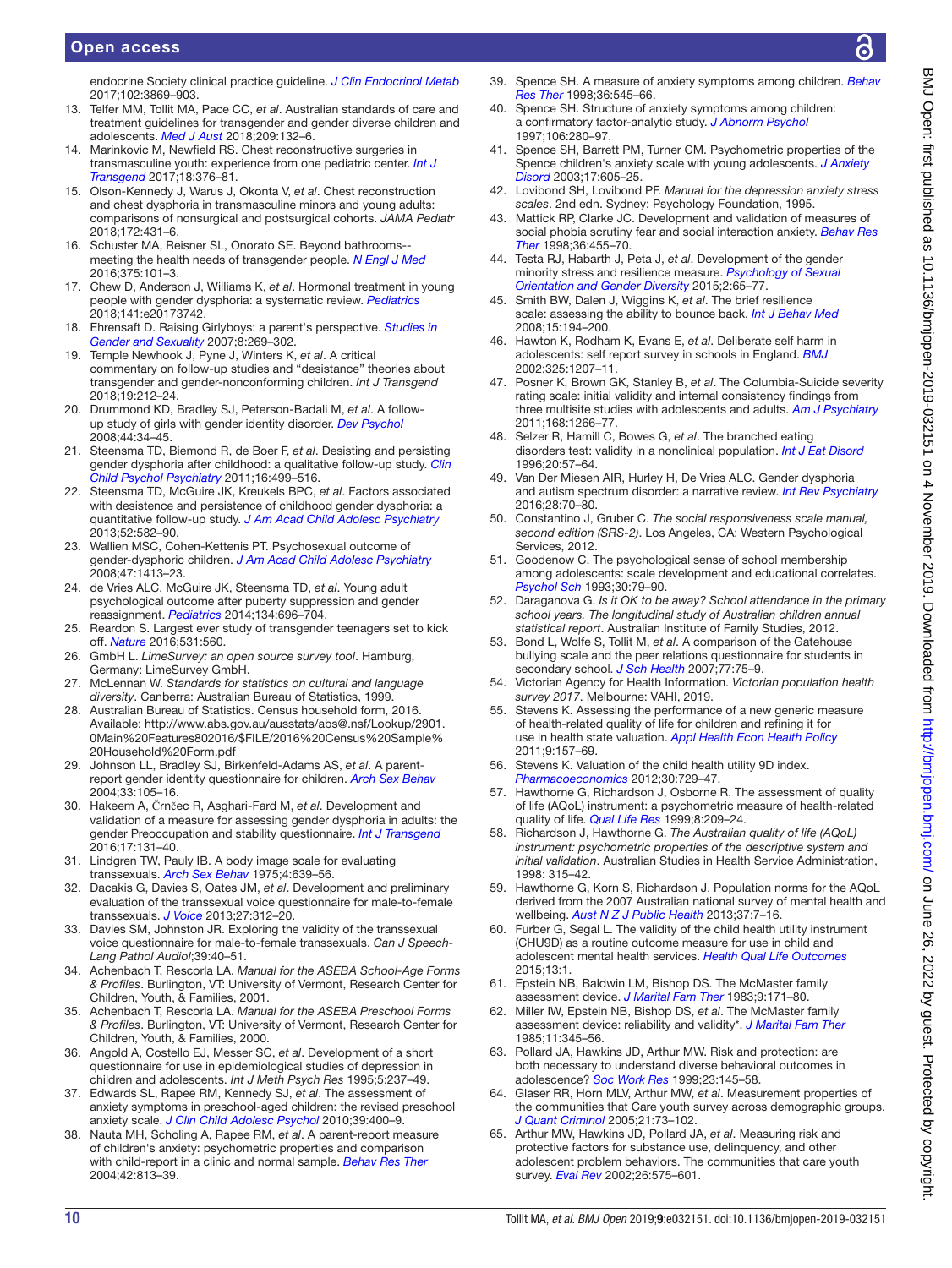endocrine Society clinical practice guideline. *J Clin Endocrinol Metab* 2017;102:3869–903.

13. Telfer MM, Tollit MA, Pace CC, *et al*. Australian standards of care and treatment guidelines for transgender and gender diverse children and adolescents. *Med J Aust* 2018;209:132–6.
14. Marinkovic M, Newfield RS. Chest reconstructive surgeries in transmasculine youth: experience from one pediatric center. *Int J Transgend* 2017;18:376–81.
15. Olson-Kennedy J, Warus J, Okonta V, *et al*. Chest reconstruction and chest dysphoria in transmasculine minors and young adults: comparisons of nonsurgical and postsurgical cohorts. *JAMA Pediatr* 2018;172:431–6.
16. Schuster MA, Reisner SL, Onorato SE. Beyond bathrooms--meeting the health needs of transgender people. *N Engl J Med* 2016;375:101–3.
17. Chew D, Anderson J, Williams K, *et al*. Hormonal treatment in young people with gender dysphoria: a systematic review. *Pediatrics* 2018;141:e20173742.
18. Ehrensaft D. Raising Girlyboys: a parent's perspective. *Studies in Gender and Sexuality* 2007;8:269–302.
19. Temple Newhook J, Pyne J, Winters K, *et al*. A critical commentary on follow-up studies and “desistance” theories about transgender and gender-nonconforming children. *Int J Transgend* 2018;19:212–24.
20. Drummond KD, Bradley SJ, Peterson-Badali M, *et al*. A follow-up study of girls with gender identity disorder. *Dev Psychol* 2008;44:34–45.
21. Steensma TD, Biemond R, de Boer F, *et al*. Desisting and persisting gender dysphoria after childhood: a qualitative follow-up study. *Clin Child Psychol Psychiatry* 2011;16:499–516.
22. Steensma TD, McGuire JK, Kreukels BPC, *et al*. Factors associated with desistence and persistence of childhood gender dysphoria: a quantitative follow-up study. *J Am Acad Child Adolesc Psychiatry* 2013;52:582–90.
23. Wallien MSC, Cohen-Kettenis PT. Psychosexual outcome of gender-dysphoric children. *J Am Acad Child Adolesc Psychiatry* 2008;47:1413–23.
24. de Vries ALC, McGuire JK, Steensma TD, *et al*. Young adult psychological outcome after puberty suppression and gender reassignment. *Pediatrics* 2014;134:696–704.
25. Reardon S. Largest ever study of transgender teenagers set to kick off. *Nature* 2016;531:560.
26. GmbH L. *LimeSurvey: an open source survey tool*. Hamburg, Germany: LimeSurvey GmbH.
27. McLennan W. *Standards for statistics on cultural and language diversity*. Canberra: Australian Bureau of Statistics, 1999.
28. Australian Bureau of Statistics. Census household form, 2016. Available: http://www.abs.gov.au/ausstats/abs@.nsf/Lookup/2901.0Main%20Features802016/$FILE/2016%20Census%20Sample%20Household%20Form.pdf
29. Johnson LL, Bradley SJ, Birkenfeld-Adams AS, *et al*. A parent-report gender identity questionnaire for children. *Arch Sex Behav* 2004;33:105–16.
30. Hakeem A, Črnčec R, Asghari-Fard M, *et al*. Development and validation of a measure for assessing gender dysphoria in adults: the gender Preoccupation and stability questionnaire. *Int J Transgend* 2016;17:131–40.
31. Lindgren TW, Pauly IB. A body image scale for evaluating transsexuals. *Arch Sex Behav* 1975;4:639–56.
32. Dacakis G, Davies S, Oates JM, *et al*. Development and preliminary evaluation of the transsexual voice questionnaire for male-to-female transsexuals. *J Voice* 2013;27:312–20.
33. Davies SM, Johnston JR. Exploring the validity of the transsexual voice questionnaire for male-to-female transsexuals. *Can J Speech-Lang Pathol Audiol*;39:40–51.
34. Achenbach T, Rescorla LA. *Manual for the ASEBA School-Age Forms & Profiles*. Burlington, VT: University of Vermont, Research Center for Children, Youth, & Families, 2001.
35. Achenbach T, Rescorla LA. *Manual for the ASEBA Preschool Forms & Profiles*. Burlington, VT: University of Vermont, Research Center for Children, Youth, & Families, 2000.
36. Angold A, Costello EJ, Messer SC, *et al*. Development of a short questionnaire for use in epidemiological studies of depression in children and adolescents. *Int J Meth Psych Res* 1995;5:237–49.
37. Edwards SL, Rapee RM, Kennedy SJ, *et al*. The assessment of anxiety symptoms in preschool-aged children: the revised preschool anxiety scale. *J Clin Child Adolesc Psychol* 2010;39:400–9.
38. Nauta MH, Scholing A, Rapee RM, *et al*. A parent-report measure of children's anxiety: psychometric properties and comparison with child-report in a clinic and normal sample. *Behav Res Ther* 2004;42:813–39.
39. Spence SH. A measure of anxiety symptoms among children. *Behav Res Ther* 1998;36:545–66.
40. Spence SH. Structure of anxiety symptoms among children: a confirmatory factor-analytic study. *J Abnorm Psychol* 1997;106:280–97.
41. Spence SH, Barrett PM, Turner CM. Psychometric properties of the Spence children's anxiety scale with young adolescents. *J Anxiety Disord* 2003;17:605–25.
42. Lovibond SH, Lovibond PF. *Manual for the depression anxiety stress scales*. 2nd edn. Sydney: Psychology Foundation, 1995.
43. Mattick RP, Clarke JC. Development and validation of measures of social phobia scrutiny fear and social interaction anxiety. *Behav Res Ther* 1998;36:455–70.
44. Testa RJ, Habarth J, Peta J, *et al*. Development of the gender minority stress and resilience measure. *Psychology of Sexual Orientation and Gender Diversity* 2015;2:65–77.
45. Smith BW, Dalen J, Wiggins K, *et al*. The brief resilience scale: assessing the ability to bounce back. *Int J Behav Med* 2008;15:194–200.
46. Hawton K, Rodham K, Evans E, *et al*. Deliberate self harm in adolescents: self report survey in schools in England. *BMJ* 2002;325:1207–11.
47. Posner K, Brown GK, Stanley B, *et al*. The Columbia-Suicide severity rating scale: initial validity and internal consistency findings from three multisite studies with adolescents and adults. *Am J Psychiatry* 2011;168:1266–77.
48. Selzer R, Hamill C, Bowes G, *et al*. The branched eating disorders test: validity in a nonclinical population. *Int J Eat Disord* 1996;20:57–64.
49. Van Der Miesen AIR, Hurley H, De Vries ALC. Gender dysphoria and autism spectrum disorder: a narrative review. *Int Rev Psychiatry* 2016;28:70–80.
50. Constantino J, Gruber C. *The social responsiveness scale manual, second edition (SRS-2)*. Los Angeles, CA: Western Psychological Services, 2012.
51. Goodenow C. The psychological sense of school membership among adolescents: scale development and educational correlates. *Psychol Sch* 1993;30:79–90.
52. Daraganova G. *Is it OK to be away? School attendance in the primary school years. The longitudinal study of Australian children annual statistical report*. Australian Institute of Family Studies, 2012.
53. Bond L, Wolfe S, Tollit M, *et al*. A comparison of the Gatehouse bullying scale and the peer relations questionnaire for students in secondary school. *J Sch Health* 2007;77:75–9.
54. Victorian Agency for Health Information. *Victorian population health survey 2017*. Melbourne: VAHI, 2019.
55. Stevens K. Assessing the performance of a new generic measure of health-related quality of life for children and refining it for use in health state valuation. *Appl Health Econ Health Policy* 2011;9:157–69.
56. Stevens K. Valuation of the child health utility 9D index. *Pharmacoeconomics* 2012;30:729–47.
57. Hawthorne G, Richardson J, Osborne R. The assessment of quality of life (AQoL) instrument: a psychometric measure of health-related quality of life. *Qual Life Res* 1999;8:209–24.
58. Richardson J, Hawthorne G. *The Australian quality of life (AQoL) instrument: psychometric properties of the descriptive system and initial validation*. Australian Studies in Health Service Administration, 1998: 315–42.
59. Hawthorne G, Korn S, Richardson J. Population norms for the AQoL derived from the 2007 Australian national survey of mental health and wellbeing. *Aust N Z J Public Health* 2013;37:7–16.
60. Furber G, Segal L. The validity of the child health utility instrument (CHU9D) as a routine outcome measure for use in child and adolescent mental health services. *Health Qual Life Outcomes* 2015;13:1.
61. Epstein NB, Baldwin LM, Bishop DS. The McMaster family assessment device. *J Marital Fam Ther* 1983;9:171–80.
62. Miller IW, Epstein NB, Bishop DS, *et al*. The McMaster family assessment device: reliability and validity*. *J Marital Fam Ther* 1985;11:345–56.
63. Pollard JA, Hawkins JD, Arthur MW. Risk and protection: are both necessary to understand diverse behavioral outcomes in adolescence? *Soc Work Res* 1999;23:145–58.
64. Glaser RR, Horn MLV, Arthur MW, *et al*. Measurement properties of the communities that Care youth survey across demographic groups. *J Quant Criminol* 2005;21:73–102.
65. Arthur MW, Hawkins JD, Pollard JA, *et al*. Measuring risk and protective factors for substance use, delinquency, and other adolescent problem behaviors. The communities that care youth survey. *Eval Rev* 2002;26:575–601.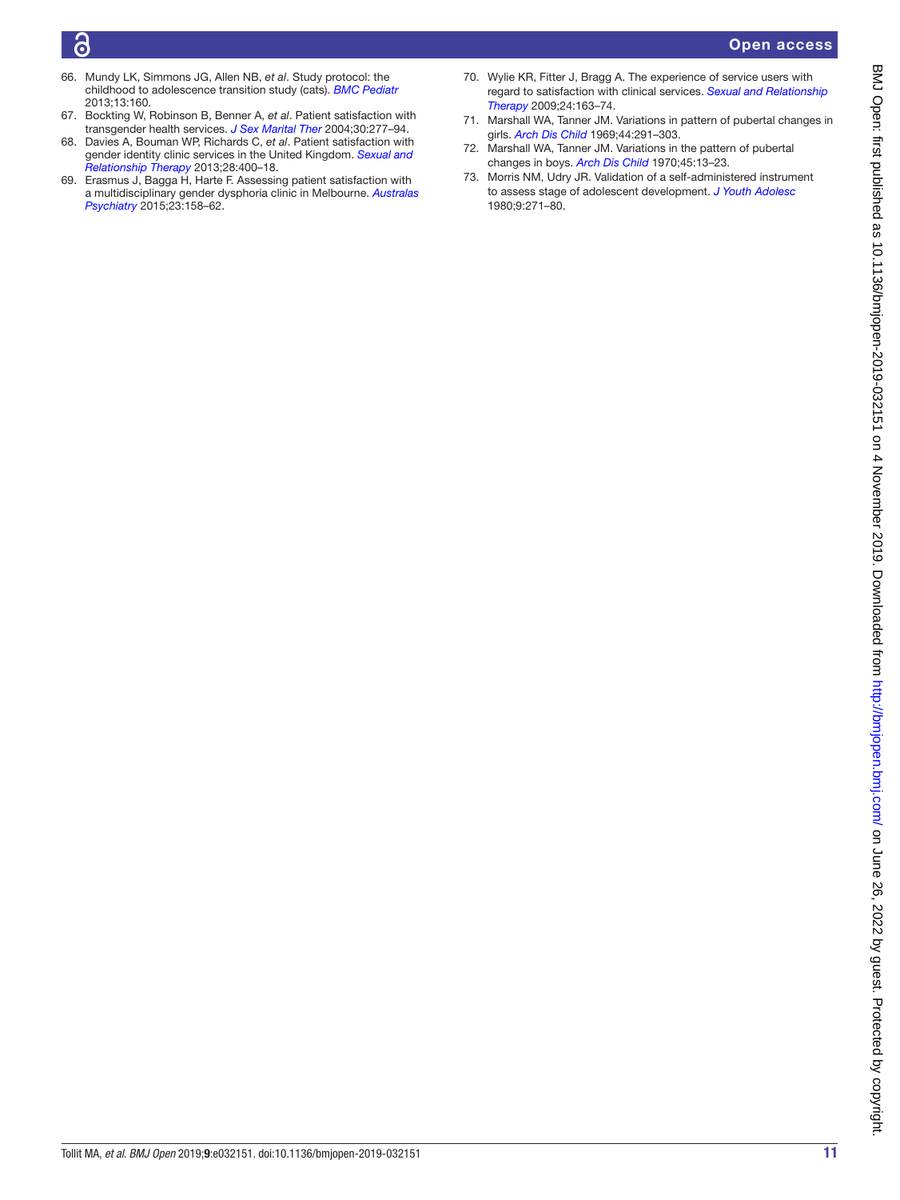66. Mundy LK, Simmons JG, Allen NB, *et al*. Study protocol: the childhood to adolescence transition study (cats). *BMC Pediatr* 2013;13:160.
67. Bockting W, Robinson B, Benner A, *et al*. Patient satisfaction with transgender health services. *J Sex Marital Ther* 2004;30:277–94.
68. Davies A, Bouman WP, Richards C, *et al*. Patient satisfaction with gender identity clinic services in the United Kingdom. *Sexual and Relationship Therapy* 2013;28:400–18.
69. Erasmus J, Bagga H, Harte F. Assessing patient satisfaction with a multidisciplinary gender dysphoria clinic in Melbourne. *Australas Psychiatry* 2015;23:158–62.
70. Wylie KR, Fitter J, Bragg A. The experience of service users with regard to satisfaction with clinical services. *Sexual and Relationship Therapy* 2009;24:163–74.
71. Marshall WA, Tanner JM. Variations in pattern of pubertal changes in girls. *Arch Dis Child* 1969;44:291–303.
72. Marshall WA, Tanner JM. Variations in the pattern of pubertal changes in boys. *Arch Dis Child* 1970;45:13–23.
73. Morris NM, Udry JR. Validation of a self-administered instrument to assess stage of adolescent development. *J Youth Adolesc* 1980;9:271–80.